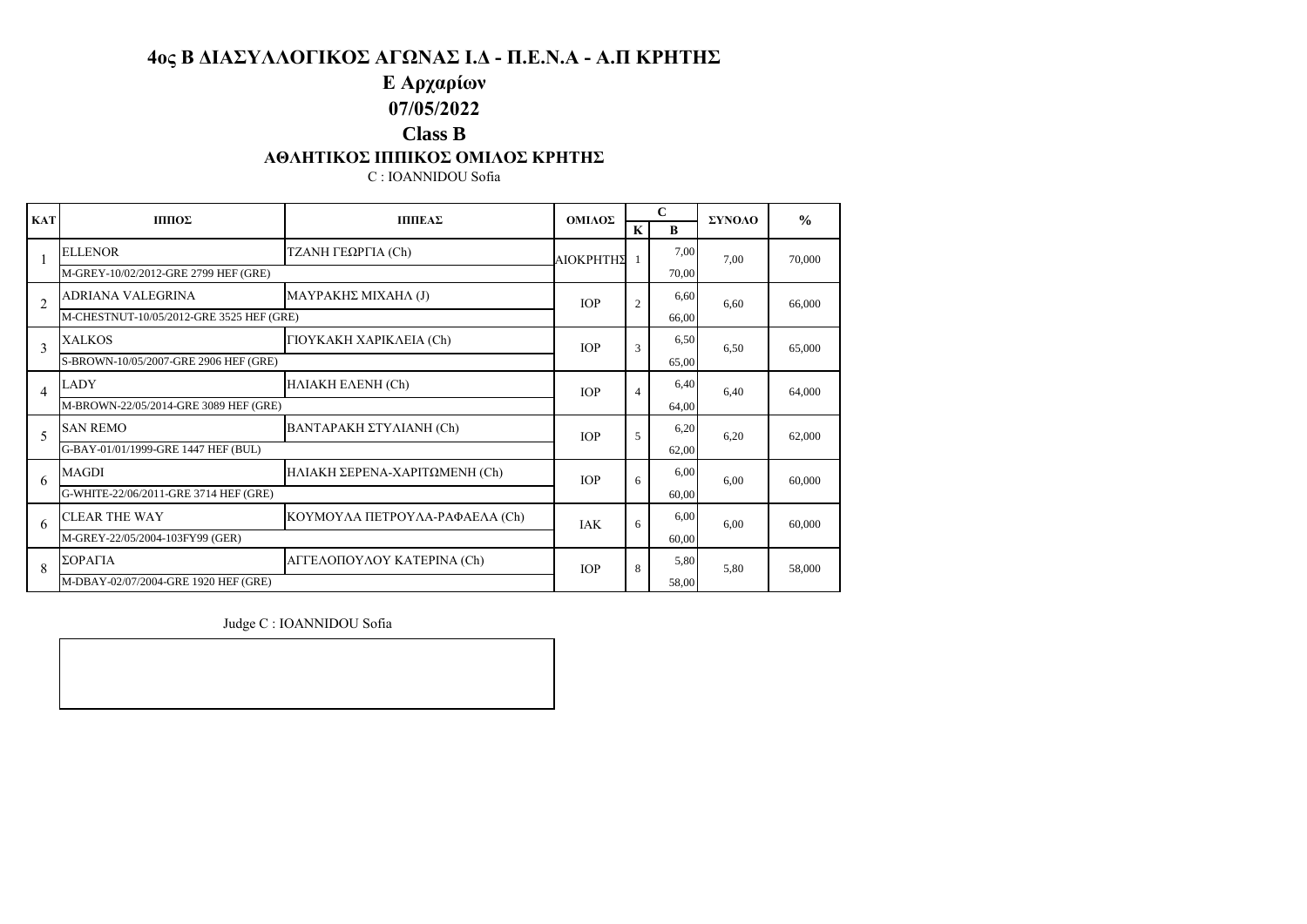# 4ος Β ΔΙΑΣΥΛΛΟΓΙΚΟΣ ΑΓΩΝΑΣ Ι.Δ - Π.Ε.Ν.Α - Α.Π ΚΡΗΤΗΣ

## Ε Αρχαρίων

## 07/05/2022

## Class B

### ΑΘΛΗΤΙΚΟΣ ΙΠΠΙΚΟΣ ΟΜΙΛΟΣ ΚΡΗΤΗΣ

C : IOANNIDOU Sofia

| ΚΑΤ | ΙΠΠΟΣ | ΙΠΠΕΑΣ | ΟΜΙΛΟΣ | C | | ΣΥΝΟΛΟ | % |
|---|---|---|---|---|---|---|---|
| | | | | Κ | Β | | |
| 1 | ELLENOR | ΤΖΑΝΗ ΓΕΩΡΓΙΑ (Ch) | ΑΙΟΚΡΗΤΗΣ | 1 | 7,00 | 7,00 | 70,000 |
| | M-GREY-10/02/2012-GRE 2799 HEF (GRE) | | | | 70,00 | | |
| 2 | ADRIANA VALEGRINA | ΜΑΥΡΑΚΗΣ ΜΙΧΑΗΛ (J) | ΙΟΡ | 2 | 6,60 | 6,60 | 66,000 |
| | M-CHESTNUT-10/05/2012-GRE 3525 HEF (GRE) | | | | 66,00 | | |
| 3 | XALKOS | ΓΙΟΥΚΑΚΗ ΧΑΡΙΚΛΕΙΑ (Ch) | ΙΟΡ | 3 | 6,50 | 6,50 | 65,000 |
| | S-BROWN-10/05/2007-GRE 2906 HEF (GRE) | | | | 65,00 | | |
| 4 | LADY | ΗΛΙΑΚΗ ΕΛΕΝΗ (Ch) | ΙΟΡ | 4 | 6,40 | 6,40 | 64,000 |
| | M-BROWN-22/05/2014-GRE 3089 HEF (GRE) | | | | 64,00 | | |
| 5 | SAN REMO | ΒΑΝΤΑΡΑΚΗ ΣΤΥΛΙΑΝΗ (Ch) | ΙΟΡ | 5 | 6,20 | 6,20 | 62,000 |
| | G-BAY-01/01/1999-GRE 1447 HEF (BUL) | | | | 62,00 | | |
| 6 | MAGDI | ΗΛΙΑΚΗ ΣΕΡΕΝΑ-ΧΑΡΙΤΩΜΕΝΗ (Ch) | ΙΟΡ | 6 | 6,00 | 6,00 | 60,000 |
| | G-WHITE-22/06/2011-GRE 3714 HEF (GRE) | | | | 60,00 | | |
| 6 | CLEAR THE WAY | ΚΟΥΜΟΥΛΑ ΠΕΤΡΟΥΛΑ-ΡΑΦΑΕΛΑ (Ch) | ΙΑΚ | 6 | 6,00 | 6,00 | 60,000 |
| | M-GREY-22/05/2004-103FY99 (GER) | | | | 60,00 | | |
| 8 | ΣΟΡΑΓΙΑ | ΑΓΓΕΛΟΠΟΥΛΟΥ ΚΑΤΕΡΙΝΑ (Ch) | ΙΟΡ | 8 | 5,80 | 5,80 | 58,000 |
| | M-DBAY-02/07/2004-GRE 1920 HEF (GRE) | | | | 58,00 | | |

Judge C : IOANNIDOU Sofia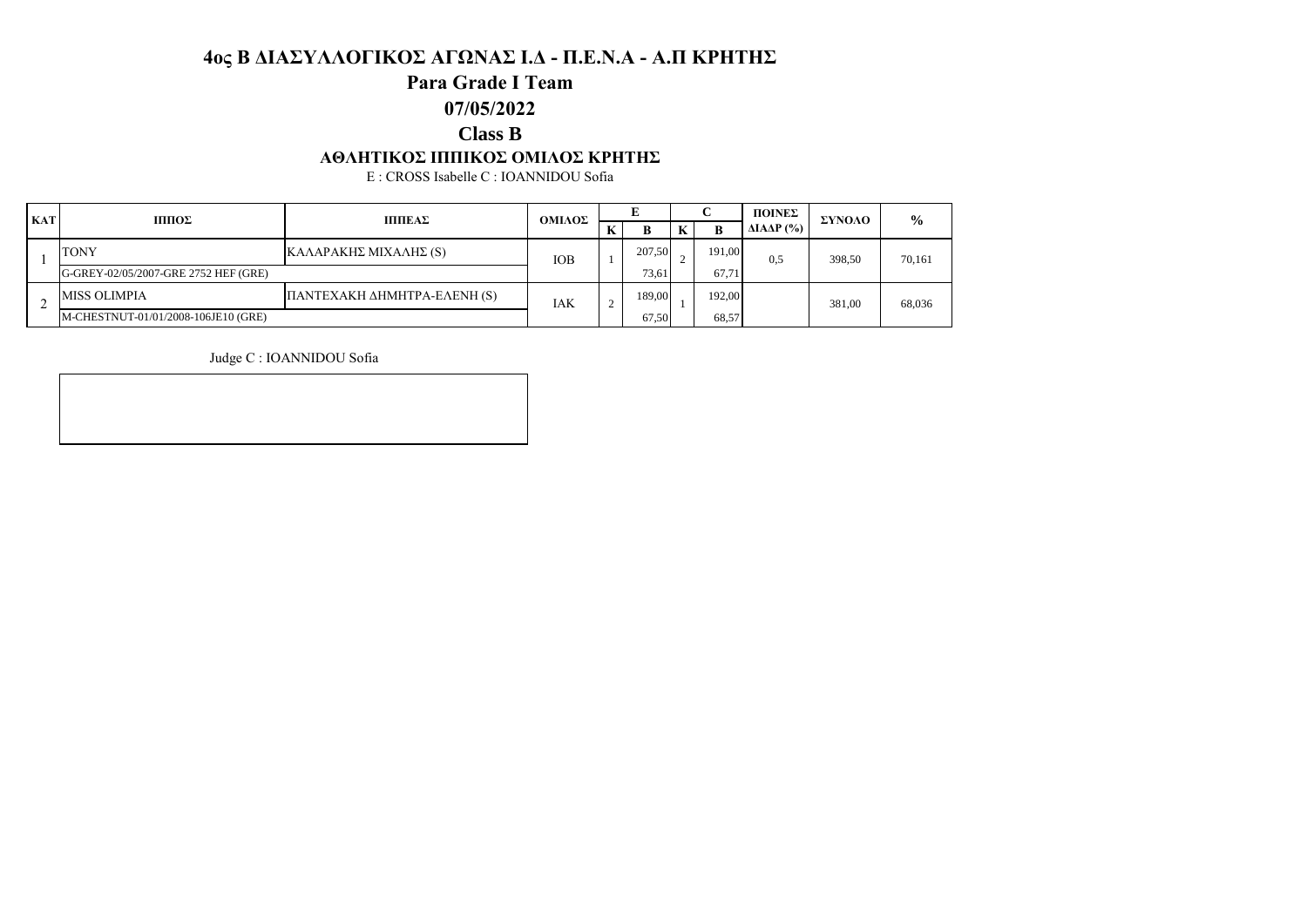# 4ος Β ΔΙΑΣΥΛΛΟΓΙΚΟΣ ΑΓΩΝΑΣ Ι.Δ - Π.Ε.Ν.Α - Α.Π ΚΡΗΤΗΣ

## Para Grade I Team

## 07/05/2022

## Class B

### ΑΘΛΗΤΙΚΟΣ ΙΠΠΙΚΟΣ ΟΜΙΛΟΣ ΚΡΗΤΗΣ

E : CROSS Isabelle C : IOANNIDOU Sofia

| ΚΑΤ | ΙΠΠΟΣ | ΙΠΠΕΑΣ | ΟΜΙΛΟΣ | E | | C | | ΠΟΙΝΕΣ ΔΙΑΔΡ (%) | ΣΥΝΟΛΟ | % |
|---|---|---|---|---|---|---|---|---|---|---|
| | | | | K | B | K | B | | | |
| 1 | TONY | ΚΑΛΑΡΑΚΗΣ ΜΙΧΑΛΗΣ (S) | IOB | 1 | 207,50 | 2 | 191,00 | 0,5 | 398,50 | 70,161 |
| | G-GREY-02/05/2007-GRE 2752 HEF (GRE) | | | | 73,61 | | 67,71 | | | |
| 2 | MISS OLIMPIA | ΠΑΝΤΕΧΑΚΗ ΔΗΜΗΤΡΑ-ΕΛΕΝΗ (S) | IAK | 2 | 189,00 | 1 | 192,00 | | 381,00 | 68,036 |
| | M-CHESTNUT-01/01/2008-106JE10 (GRE) | | | | 67,50 | | 68,57 | | | |

Judge C : IOANNIDOU Sofia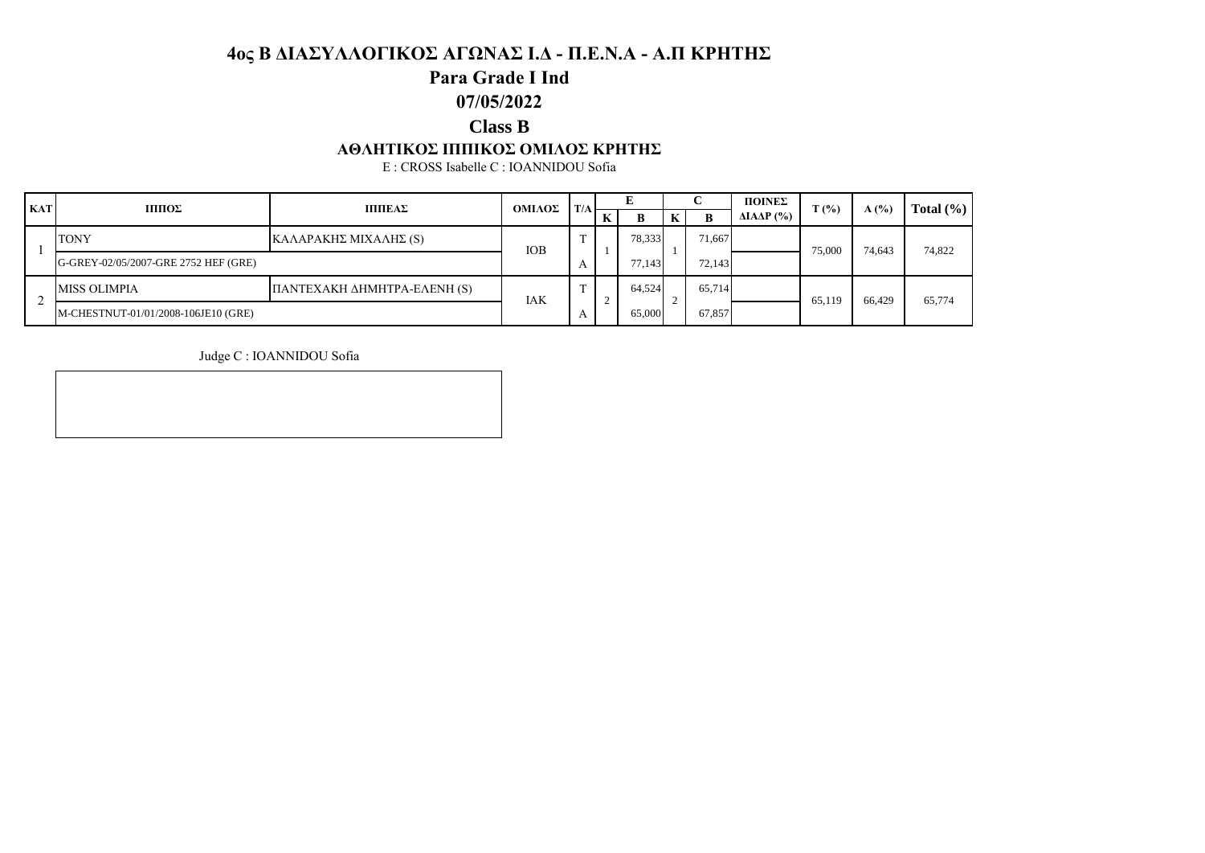# 4ος Β ΔΙΑΣΥΛΛΟΓΙΚΟΣ ΑΓΩΝΑΣ Ι.Δ - Π.Ε.Ν.Α - Α.Π ΚΡΗΤΗΣ

## Para Grade I Ind

## 07/05/2022

## Class B

### ΑΘΛΗΤΙΚΟΣ ΙΠΠΙΚΟΣ ΟΜΙΛΟΣ ΚΡΗΤΗΣ

E : CROSS Isabelle C : IOANNIDOU Sofia

| ΚΑΤ | ΙΠΠΟΣ | ΙΠΠΕΑΣ | ΟΜΙΛΟΣ | T/A | E | | C | | ΠΟΙΝΕΣ ΔΙΑΔΡ (%) | T (%) | A (%) | Total (%) |
|---|---|---|---|---|---|---|---|---|---|---|---|---|
| | | | | | K | B | K | B | | | | |
| 1 | TONY | ΚΑΛΑΡΑΚΗΣ ΜΙΧΑΛΗΣ (S) | IOB | T | 1 | 78,333 | 1 | 71,667 | | 75,000 | 74,643 | 74,822 |
| | G-GREY-02/05/2007-GRE 2752 HEF (GRE) | | | A | | 77,143 | | 72,143 | | | | |
| 2 | MISS OLIMPIA | ΠΑΝΤΕΧΑΚΗ ΔΗΜΗΤΡΑ-ΕΛΕΝΗ (S) | IAK | T | 2 | 64,524 | 2 | 65,714 | | 65,119 | 66,429 | 65,774 |
| | M-CHESTNUT-01/01/2008-106JE10 (GRE) | | | A | | 65,000 | | 67,857 | | | | |

Judge C : IOANNIDOU Sofia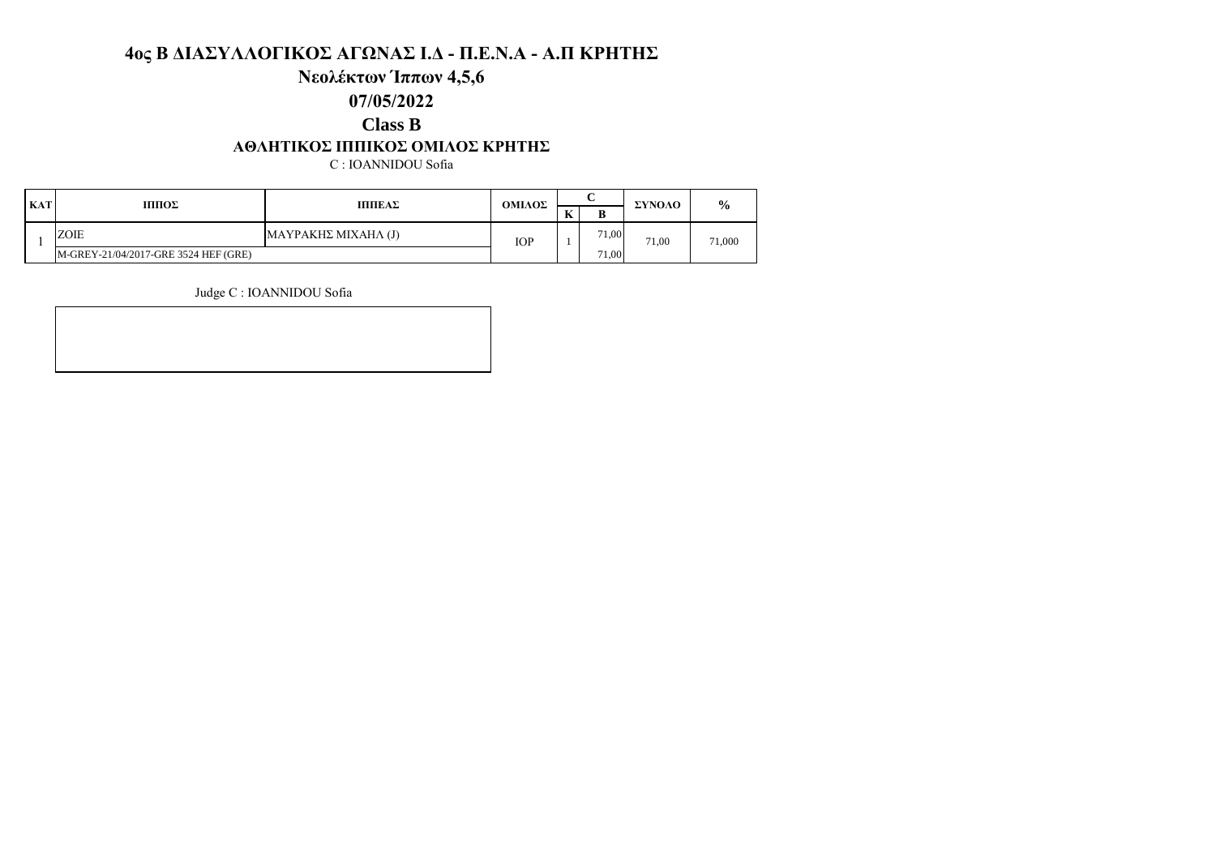# 4ος Β ΔΙΑΣΥΛΛΟΓΙΚΟΣ ΑΓΩΝΑΣ Ι.Δ - Π.Ε.Ν.Α - Α.Π ΚΡΗΤΗΣ

## Νεολέκτων Ίππων 4,5,6

## 07/05/2022

## Class B

### ΑΘΛΗΤΙΚΟΣ ΙΠΠΙΚΟΣ ΟΜΙΛΟΣ ΚΡΗΤΗΣ

C : IOANNIDOU Sofia

| ΚΑΤ | ΙΠΠΟΣ | ΙΠΠΕΑΣ | ΟΜΙΛΟΣ | C | | ΣΥΝΟΛΟ | % |
|---|---|---|---|---|---|---|---|
| | | | | Κ | Β | | |
| 1 | ZOIE | ΜΑΥΡΑΚΗΣ ΜΙΧΑΗΛ (J) | ΙΟΡ | 1 | 71,00 | 71,00 | 71,000 |
| | M-GREY-21/04/2017-GRE 3524 HEF (GRE) | | | | 71,00 | | |

Judge C : IOANNIDOU Sofia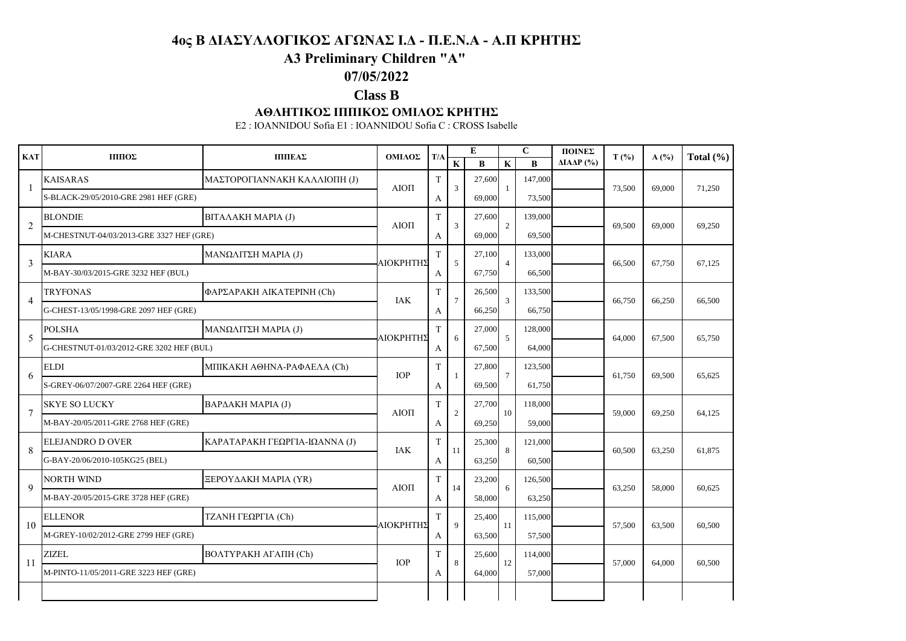# 4ος Β ΔΙΑΣΥΛΛΟΓΙΚΟΣ ΑΓΩΝΑΣ Ι.Δ - Π.Ε.Ν.Α - Α.Π ΚΡΗΤΗΣ

## A3 Preliminary Children "A"

## 07/05/2022

## Class B

### ΑΘΛΗΤΙΚΟΣ ΙΠΠΙΚΟΣ ΟΜΙΛΟΣ ΚΡΗΤΗΣ

E2 : IOANNIDOU Sofia E1 : IOANNIDOU Sofia C : CROSS Isabelle

| ΚΑΤ | ΙΠΠΟΣ | ΙΠΠΕΑΣ | ΟΜΙΛΟΣ | Τ/Α | E K | E B | C K | C B | ΠΟΙΝΕΣ ΔΙΑΔΡ (%) | T (%) | A (%) | Total (%) |
|---|---|---|---|---|---|---|---|---|---|---|---|---|
| 1 | KAISARAS | ΜΑΣΤΟΡΟΓΙΑΝΝΑΚΗ ΚΑΛΛΙΟΠΗ (J) | ΑΙΟΠ | T | 3 | 27,600 | 1 | 147,000 | | 73,500 | 69,000 | 71,250 |
| | S-BLACK-29/05/2010-GRE 2981 HEF (GRE) | | | A | | 69,000 | | 73,500 | | | | |
| 2 | BLONDIE | ΒΙΤΑΛΑΚΗ ΜΑΡΙΑ (J) | ΑΙΟΠ | T | 3 | 27,600 | 2 | 139,000 | | 69,500 | 69,000 | 69,250 |
| | M-CHESTNUT-04/03/2013-GRE 3327 HEF (GRE) | | | A | | 69,000 | | 69,500 | | | | |
| 3 | KIARA | ΜΑΝΩΛΙΤΣΗ ΜΑΡΙΑ (J) | ΑΙΟΚΡΗΤΗΣ | T | 5 | 27,100 | 4 | 133,000 | | 66,500 | 67,750 | 67,125 |
| | M-BAY-30/03/2015-GRE 3232 HEF (BUL) | | | A | | 67,750 | | 66,500 | | | | |
| 4 | TRYFONAS | ΦΑΡΣΑΡΑΚΗ ΑΙΚΑΤΕΡΙΝΗ (Ch) | ΙΑΚ | T | 7 | 26,500 | 3 | 133,500 | | 66,750 | 66,250 | 66,500 |
| | G-CHEST-13/05/1998-GRE 2097 HEF (GRE) | | | A | | 66,250 | | 66,750 | | | | |
| 5 | POLSHA | ΜΑΝΩΛΙΤΣΗ ΜΑΡΙΑ (J) | ΑΙΟΚΡΗΤΗΣ | T | 6 | 27,000 | 5 | 128,000 | | 64,000 | 67,500 | 65,750 |
| | G-CHESTNUT-01/03/2012-GRE 3202 HEF (BUL) | | | A | | 67,500 | | 64,000 | | | | |
| 6 | ELDI | ΜΠΙΚΑΚΗ ΑΘΗΝΑ-ΡΑΦΑΕΛΑ (Ch) | ΙΟΡ | T | 1 | 27,800 | 7 | 123,500 | | 61,750 | 69,500 | 65,625 |
| | S-GREY-06/07/2007-GRE 2264 HEF (GRE) | | | A | | 69,500 | | 61,750 | | | | |
| 7 | SKYE SO LUCKY | ΒΑΡΔΑΚΗ ΜΑΡΙΑ (J) | ΑΙΟΠ | T | 2 | 27,700 | 10 | 118,000 | | 59,000 | 69,250 | 64,125 |
| | M-BAY-20/05/2011-GRE 2768 HEF (GRE) | | | A | | 69,250 | | 59,000 | | | | |
| 8 | ELEJANDRO D OVER | ΚΑΡΑΤΑΡΑΚΗ ΓΕΩΡΓΙΑ-ΙΩΑΝΝΑ (J) | ΙΑΚ | T | 11 | 25,300 | 8 | 121,000 | | 60,500 | 63,250 | 61,875 |
| | G-BAY-20/06/2010-105KG25 (BEL) | | | A | | 63,250 | | 60,500 | | | | |
| 9 | NORTH WIND | ΞΕΡΟΥΔΑΚΗ ΜΑΡΙΑ (YR) | ΑΙΟΠ | T | 14 | 23,200 | 6 | 126,500 | | 63,250 | 58,000 | 60,625 |
| | M-BAY-20/05/2015-GRE 3728 HEF (GRE) | | | A | | 58,000 | | 63,250 | | | | |
| 10 | ELLENOR | ΤΖΑΝΗ ΓΕΩΡΓΙΑ (Ch) | ΑΙΟΚΡΗΤΗΣ | T | 9 | 25,400 | 11 | 115,000 | | 57,500 | 63,500 | 60,500 |
| | M-GREY-10/02/2012-GRE 2799 HEF (GRE) | | | A | | 63,500 | | 57,500 | | | | |
| 11 | ZIZEL | ΒΟΛΤΥΡΑΚΗ ΑΓΑΠΗ (Ch) | ΙΟΡ | T | 8 | 25,600 | 12 | 114,000 | | 57,000 | 64,000 | 60,500 |
| | M-PINTO-11/05/2011-GRE 3223 HEF (GRE) | | | A | | 64,000 | | 57,000 | | | | |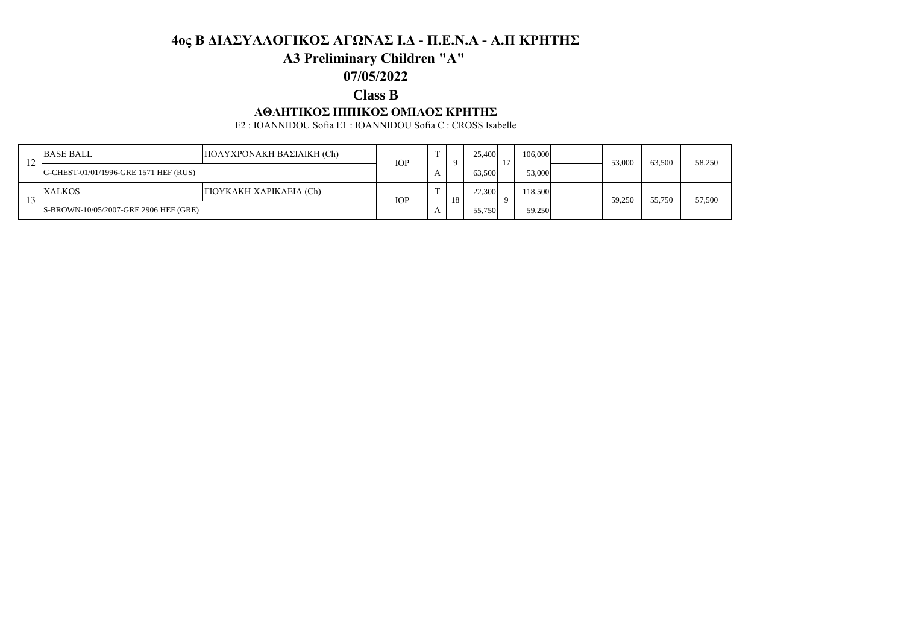# 4ος Β ΔΙΑΣΥΛΛΟΓΙΚΟΣ ΑΓΩΝΑΣ Ι.Δ - Π.Ε.Ν.Α - Α.Π ΚΡΗΤΗΣ

## A3 Preliminary Children "A"

## 07/05/2022

## Class B

### ΑΘΛΗΤΙΚΟΣ ΙΠΠΙΚΟΣ ΟΜΙΛΟΣ ΚΡΗΤΗΣ

E2 : IOANNIDOU Sofia E1 : IOANNIDOU Sofia C : CROSS Isabelle

| | | | | | | | | | | | | | |
|---|---|---|---|---|---|---|---|---|---|---|---|---|---|
| 12 | BASE BALL | ΠΟΛΥΧΡΟΝΑΚΗ ΒΑΣΙΛΙΚΗ (Ch) | IOP | T | 9 | 25,400 | 17 | 106,000 | | 53,000 | 63,500 | 58,250 |
| | G-CHEST-01/01/1996-GRE 1571 HEF (RUS) | | | A | | 63,500 | | 53,000 | | | | |
| 13 | XALKOS | ΓΙΟΥΚΑΚΗ ΧΑΡΙΚΛΕΙΑ (Ch) | IOP | T | 18 | 22,300 | 9 | 118,500 | | 59,250 | 55,750 | 57,500 |
| | S-BROWN-10/05/2007-GRE 2906 HEF (GRE) | | | A | | 55,750 | | 59,250 | | | | |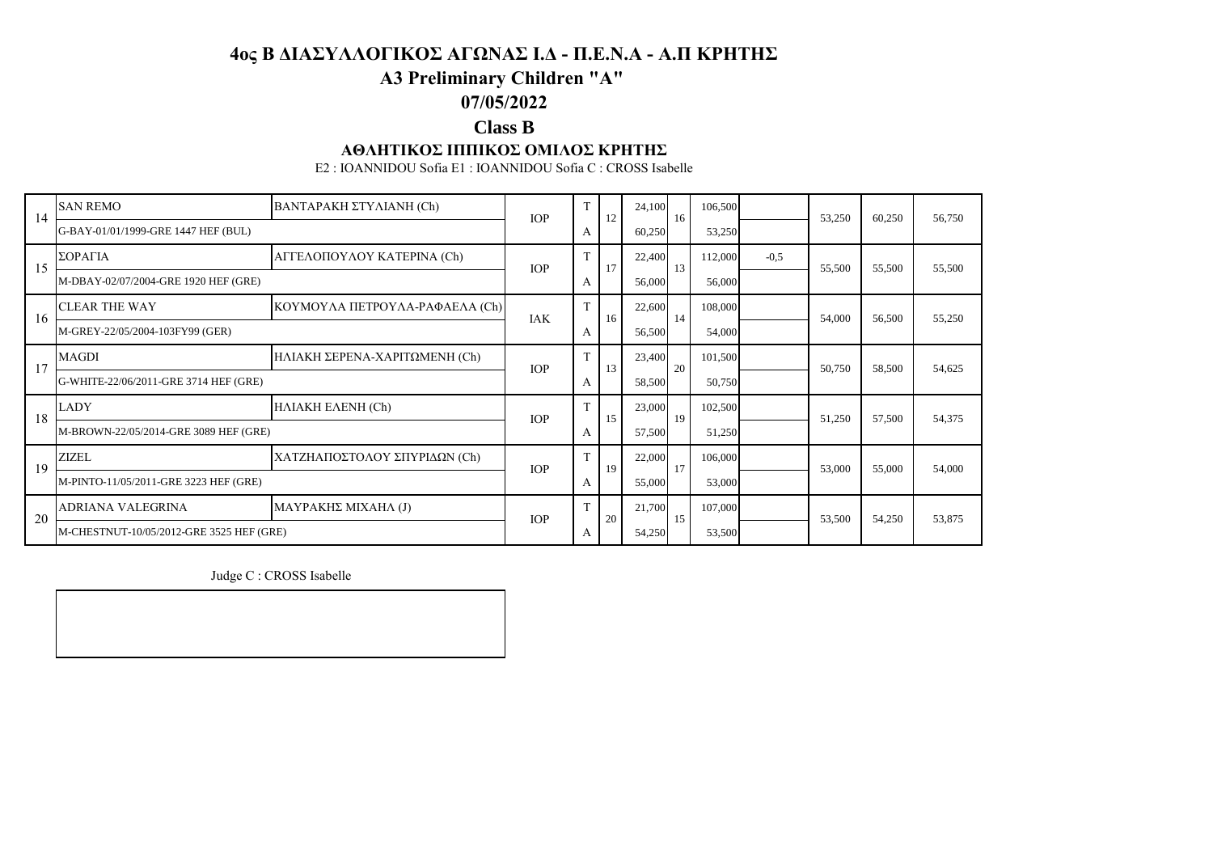# 4ος Β ΔΙΑΣΥΛΛΟΓΙΚΟΣ ΑΓΩΝΑΣ Ι.Δ - Π.Ε.Ν.Α - Α.Π ΚΡΗΤΗΣ

## A3 Preliminary Children "A"

## 07/05/2022

## Class B

### ΑΘΛΗΤΙΚΟΣ ΙΠΠΙΚΟΣ ΟΜΙΛΟΣ ΚΡΗΤΗΣ

E2 : IOANNIDOU Sofia E1 : IOANNIDOU Sofia C : CROSS Isabelle

| | | | | | | | | | | | | | |
|---|---|---|---|---|---|---|---|---|---|---|---|---|---|
| 14 | SAN REMO | ΒΑΝΤΑΡΑΚΗ ΣΤΥΛΙΑΝΗ (Ch) | IOP | T | 12 | 24,100 | 16 | 106,500 | | 53,250 | 60,250 | 56,750 |
| | G-BAY-01/01/1999-GRE 1447 HEF (BUL) | | | A | | 60,250 | | 53,250 | | | | |
| 15 | ΣΟΡΑΓΙΑ | ΑΓΓΕΛΟΠΟΥΛΟΥ ΚΑΤΕΡΙΝΑ (Ch) | IOP | T | 17 | 22,400 | 13 | 112,000 | -0,5 | 55,500 | 55,500 | 55,500 |
| | M-DBAY-02/07/2004-GRE 1920 HEF (GRE) | | | A | | 56,000 | | 56,000 | | | | |
| 16 | CLEAR THE WAY | ΚΟΥΜΟΥΛΑ ΠΕΤΡΟΥΛΑ-ΡΑΦΑΕΛΑ (Ch) | IAK | T | 16 | 22,600 | 14 | 108,000 | | 54,000 | 56,500 | 55,250 |
| | M-GREY-22/05/2004-103FY99 (GER) | | | A | | 56,500 | | 54,000 | | | | |
| 17 | MAGDI | ΗΛΙΑΚΗ ΣΕΡΕΝΑ-ΧΑΡΙΤΩΜΕΝΗ (Ch) | IOP | T | 13 | 23,400 | 20 | 101,500 | | 50,750 | 58,500 | 54,625 |
| | G-WHITE-22/06/2011-GRE 3714 HEF (GRE) | | | A | | 58,500 | | 50,750 | | | | |
| 18 | LADY | ΗΛΙΑΚΗ ΕΛΕΝΗ (Ch) | IOP | T | 15 | 23,000 | 19 | 102,500 | | 51,250 | 57,500 | 54,375 |
| | M-BROWN-22/05/2014-GRE 3089 HEF (GRE) | | | A | | 57,500 | | 51,250 | | | | |
| 19 | ZIZEL | ΧΑΤΖΗΑΠΟΣΤΟΛΟΥ ΣΠΥΡΙΔΩΝ (Ch) | IOP | T | 19 | 22,000 | 17 | 106,000 | | 53,000 | 55,000 | 54,000 |
| | M-PINTO-11/05/2011-GRE 3223 HEF (GRE) | | | A | | 55,000 | | 53,000 | | | | |
| 20 | ADRIANA VALEGRINA | ΜΑΥΡΑΚΗΣ ΜΙΧΑΗΛ (J) | IOP | T | 20 | 21,700 | 15 | 107,000 | | 53,500 | 54,250 | 53,875 |
| | M-CHESTNUT-10/05/2012-GRE 3525 HEF (GRE) | | | A | | 54,250 | | 53,500 | | | | |

Judge C : CROSS Isabelle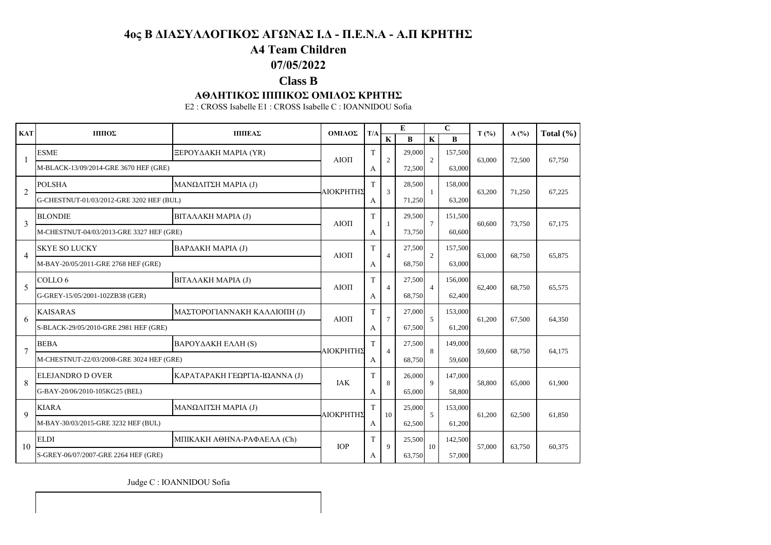# 4ος Β ΔΙΑΣΥΛΛΟΓΙΚΟΣ ΑΓΩΝΑΣ Ι.Δ - Π.Ε.Ν.Α - Α.Π ΚΡΗΤΗΣ

## A4 Team Children

## 07/05/2022

## Class B

### ΑΘΛΗΤΙΚΟΣ ΙΠΠΙΚΟΣ ΟΜΙΛΟΣ ΚΡΗΤΗΣ

E2 : CROSS Isabelle E1 : CROSS Isabelle C : IOANNIDOU Sofia

| ΚΑΤ | ΙΠΠΟΣ | ΙΠΠΕΑΣ | ΟΜΙΛΟΣ | Τ/Α | E | | C | | T (%) | A (%) | Total (%) |
|---|---|---|---|---|---|---|---|---|---|---|---|
| | | | | | K | B | K | B | | | |
| 1 | ESME | ΞΕΡΟΥΔΑΚΗ ΜΑΡΙΑ (YR) | ΑΙΟΠ | T | 2 | 29,000 | 2 | 157,500 | 63,000 | 72,500 | 67,750 |
| | M-BLACK-13/09/2014-GRE 3670 HEF (GRE) | | | A | | 72,500 | | 63,000 | | | |
| 2 | POLSHA | ΜΑΝΩΛΙΤΣΗ ΜΑΡΙΑ (J) | ΑΙΟΚΡΗΤΗΣ | T | 3 | 28,500 | 1 | 158,000 | 63,200 | 71,250 | 67,225 |
| | G-CHESTNUT-01/03/2012-GRE 3202 HEF (BUL) | | | A | | 71,250 | | 63,200 | | | |
| 3 | BLONDIE | ΒΙΤΑΛΑΚΗ ΜΑΡΙΑ (J) | ΑΙΟΠ | T | 1 | 29,500 | 7 | 151,500 | 60,600 | 73,750 | 67,175 |
| | M-CHESTNUT-04/03/2013-GRE 3327 HEF (GRE) | | | A | | 73,750 | | 60,600 | | | |
| 4 | SKYE SO LUCKY | ΒΑΡΔΑΚΗ ΜΑΡΙΑ (J) | ΑΙΟΠ | T | 4 | 27,500 | 2 | 157,500 | 63,000 | 68,750 | 65,875 |
| | M-BAY-20/05/2011-GRE 2768 HEF (GRE) | | | A | | 68,750 | | 63,000 | | | |
| 5 | COLLO 6 | ΒΙΤΑΛΑΚΗ ΜΑΡΙΑ (J) | ΑΙΟΠ | T | 4 | 27,500 | 4 | 156,000 | 62,400 | 68,750 | 65,575 |
| | G-GREY-15/05/2001-102ZB38 (GER) | | | A | | 68,750 | | 62,400 | | | |
| 6 | KAISARAS | ΜΑΣΤΟΡΟΓΙΑΝΝΑΚΗ ΚΑΛΛΙΟΠΗ (J) | ΑΙΟΠ | T | 7 | 27,000 | 5 | 153,000 | 61,200 | 67,500 | 64,350 |
| | S-BLACK-29/05/2010-GRE 2981 HEF (GRE) | | | A | | 67,500 | | 61,200 | | | |
| 7 | BEBA | ΒΑΡΟΥΔΑΚΗ ΕΛΛΗ (S) | ΑΙΟΚΡΗΤΗΣ | T | 4 | 27,500 | 8 | 149,000 | 59,600 | 68,750 | 64,175 |
| | M-CHESTNUT-22/03/2008-GRE 3024 HEF (GRE) | | | A | | 68,750 | | 59,600 | | | |
| 8 | ELEJANDRO D OVER | ΚΑΡΑΤΑΡΑΚΗ ΓΕΩΡΓΙΑ-ΙΩΑΝΝΑ (J) | ΙΑΚ | T | 8 | 26,000 | 9 | 147,000 | 58,800 | 65,000 | 61,900 |
| | G-BAY-20/06/2010-105KG25 (BEL) | | | A | | 65,000 | | 58,800 | | | |
| 9 | KIARA | ΜΑΝΩΛΙΤΣΗ ΜΑΡΙΑ (J) | ΑΙΟΚΡΗΤΗΣ | T | 10 | 25,000 | 5 | 153,000 | 61,200 | 62,500 | 61,850 |
| | M-BAY-30/03/2015-GRE 3232 HEF (BUL) | | | A | | 62,500 | | 61,200 | | | |
| 10 | ELDI | ΜΠΙΚΑΚΗ ΑΘΗΝΑ-ΡΑΦΑΕΛΑ (Ch) | ΙΟΡ | T | 9 | 25,500 | 10 | 142,500 | 57,000 | 63,750 | 60,375 |
| | S-GREY-06/07/2007-GRE 2264 HEF (GRE) | | | A | | 63,750 | | 57,000 | | | |

Judge C : IOANNIDOU Sofia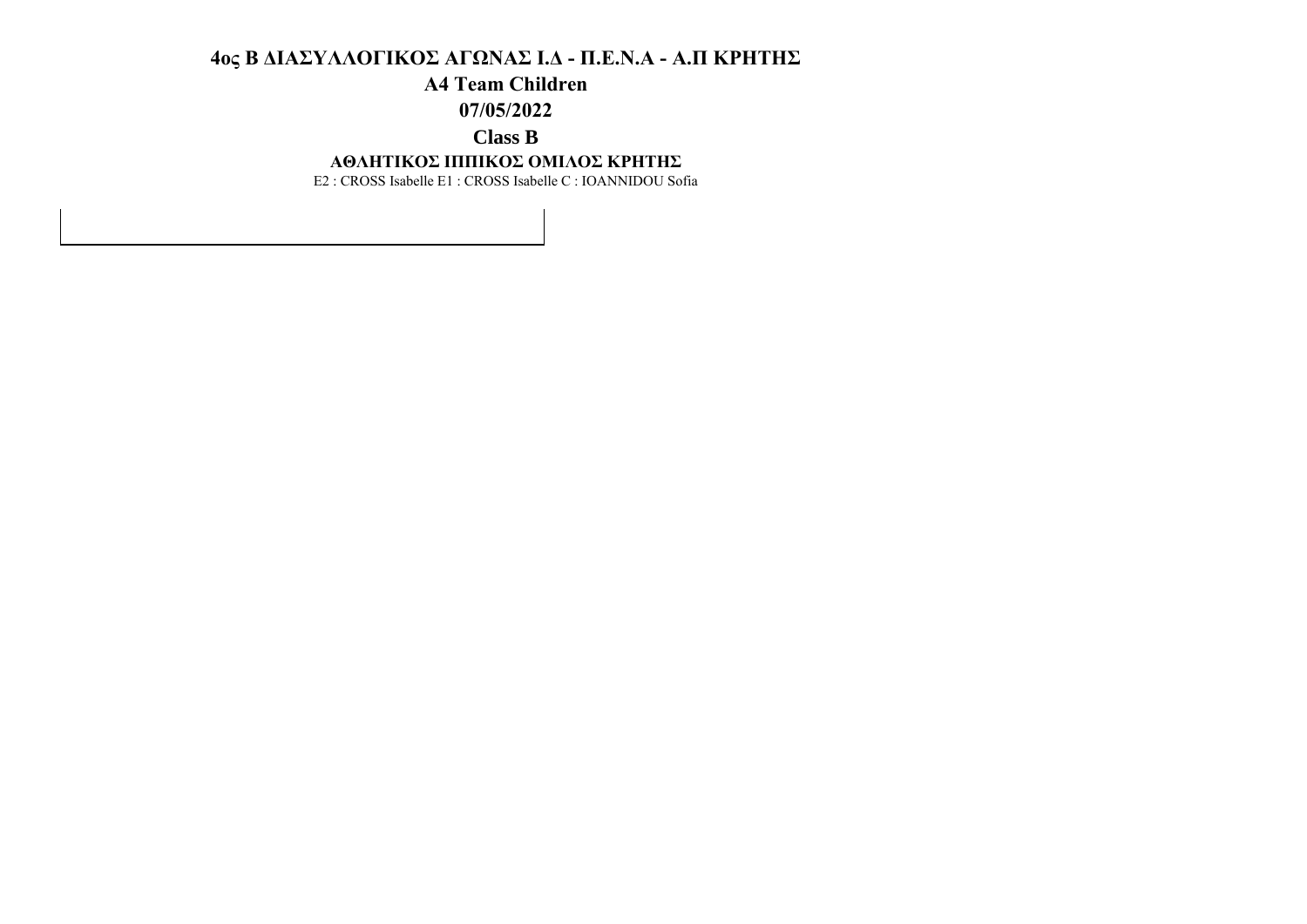# 4ος Β ΔΙΑΣΥΛΛΟΓΙΚΟΣ ΑΓΩΝΑΣ Ι.Δ - Π.Ε.Ν.Α - Α.Π ΚΡΗΤΗΣ

## A4 Team Children

## 07/05/2022

## Class B

### ΑΘΛΗΤΙΚΟΣ ΙΠΠΙΚΟΣ ΟΜΙΛΟΣ ΚΡΗΤΗΣ

E2 : CROSS Isabelle E1 : CROSS Isabelle C : IOANNIDOU Sofia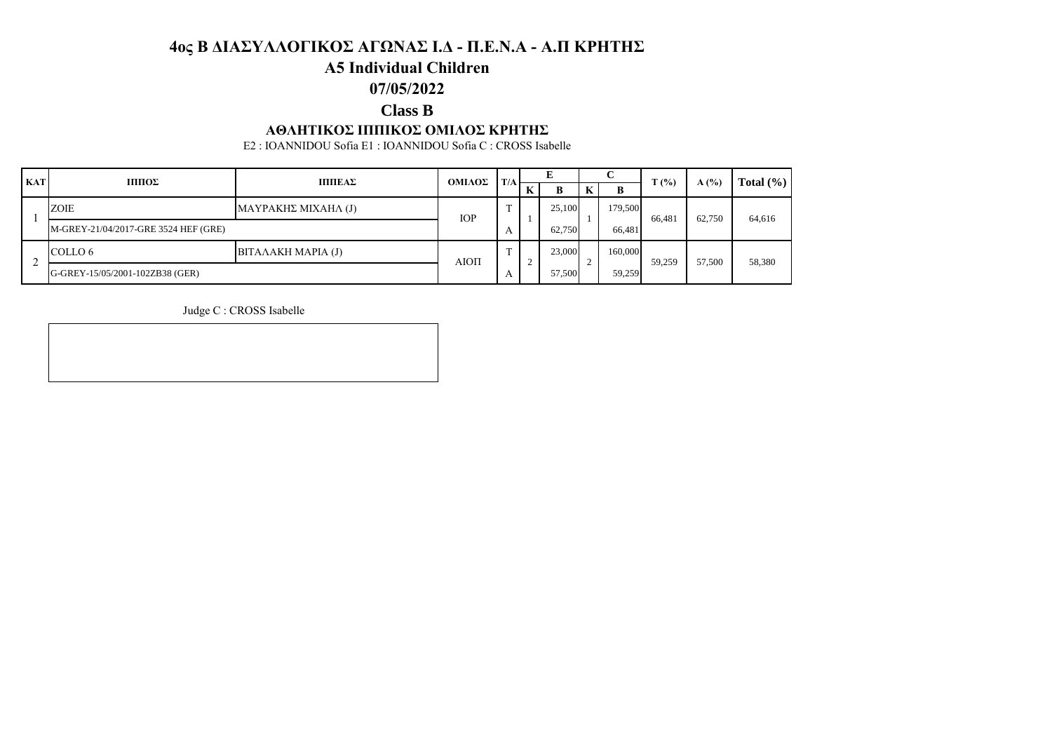# 4ος Β ΔΙΑΣΥΛΛΟΓΙΚΟΣ ΑΓΩΝΑΣ Ι.Δ - Π.Ε.Ν.Α - Α.Π ΚΡΗΤΗΣ

## A5 Individual Children

## 07/05/2022

## Class B

### ΑΘΛΗΤΙΚΟΣ ΙΠΠΙΚΟΣ ΟΜΙΛΟΣ ΚΡΗΤΗΣ

E2 : IOANNIDOU Sofia E1 : IOANNIDOU Sofia C : CROSS Isabelle

| ΚΑΤ | ΙΠΠΟΣ | ΙΠΠΕΑΣ | ΟΜΙΛΟΣ | Τ/Α | E | | C | | T (%) | A (%) | Total (%) |
|---|---|---|---|---|---|---|---|---|---|---|---|
| | | | | | K | B | K | B | | | |
| 1 | ZOIE | ΜΑΥΡΑΚΗΣ ΜΙΧΑΗΛ (J) | ΙΟΡ | T | 1 | 25,100 | 1 | 179,500 | 66,481 | 62,750 | 64,616 |
| | M-GREY-21/04/2017-GRE 3524 HEF (GRE) | | | A | | 62,750 | | 66,481 | | | |
| 2 | COLLO 6 | ΒΙΤΑΛΑΚΗ ΜΑΡΙΑ (J) | ΑΙΟΠ | T | 2 | 23,000 | 2 | 160,000 | 59,259 | 57,500 | 58,380 |
| | G-GREY-15/05/2001-102ZB38 (GER) | | | A | | 57,500 | | 59,259 | | | |

Judge C : CROSS Isabelle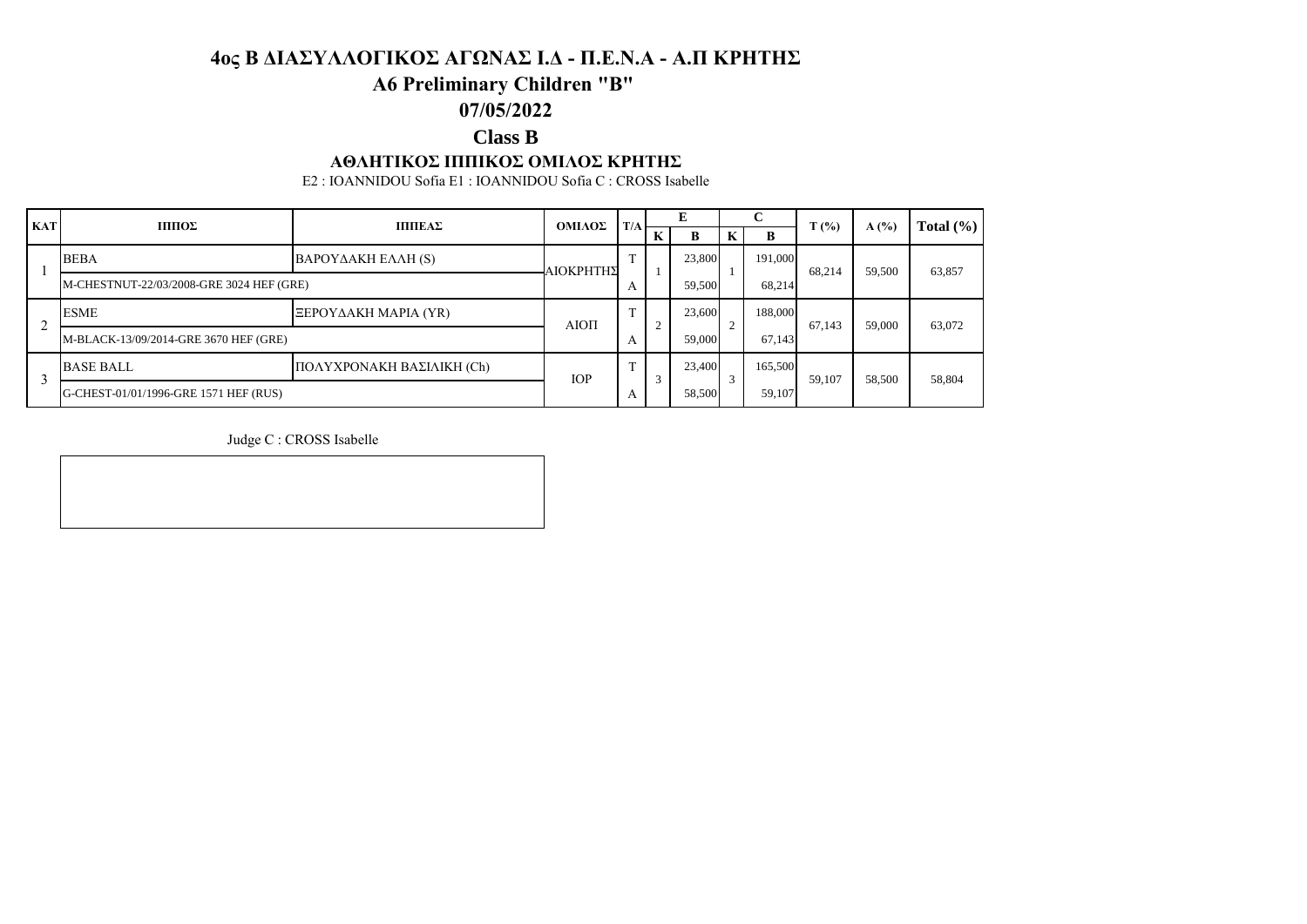# 4ος Β ΔΙΑΣΥΛΛΟΓΙΚΟΣ ΑΓΩΝΑΣ Ι.Δ - Π.Ε.Ν.Α - Α.Π ΚΡΗΤΗΣ

## A6 Preliminary Children "B"

## 07/05/2022

## Class B

### ΑΘΛΗΤΙΚΟΣ ΙΠΠΙΚΟΣ ΟΜΙΛΟΣ ΚΡΗΤΗΣ

E2 : IOANNIDOU Sofia E1 : IOANNIDOU Sofia C : CROSS Isabelle

| ΚΑΤ | ΙΠΠΟΣ | ΙΠΠΕΑΣ | ΟΜΙΛΟΣ | Τ/Α | E | | C | | T (%) | A (%) | Total (%) |
|---|---|---|---|---|---|---|---|---|---|---|---|
| | | | | | K | B | K | B | | | |
| 1 | BEBA | ΒΑΡΟΥΔΑΚΗ ΕΛΛΗ (S) | ΑΙΟΚΡΗΤΗΣ | T | 1 | 23,800 | 1 | 191,000 | 68,214 | 59,500 | 63,857 |
| | M-CHESTNUT-22/03/2008-GRE 3024 HEF (GRE) | | | A | | 59,500 | | 68,214 | | | |
| 2 | ESME | ΞΕΡΟΥΔΑΚΗ ΜΑΡΙΑ (YR) | ΑΙΟΠ | T | 2 | 23,600 | 2 | 188,000 | 67,143 | 59,000 | 63,072 |
| | M-BLACK-13/09/2014-GRE 3670 HEF (GRE) | | | A | | 59,000 | | 67,143 | | | |
| 3 | BASE BALL | ΠΟΛΥΧΡΟΝΑΚΗ ΒΑΣΙΛΙΚΗ (Ch) | ΙΟΡ | T | 3 | 23,400 | 3 | 165,500 | 59,107 | 58,500 | 58,804 |
| | G-CHEST-01/01/1996-GRE 1571 HEF (RUS) | | | A | | 58,500 | | 59,107 | | | |

Judge C : CROSS Isabelle